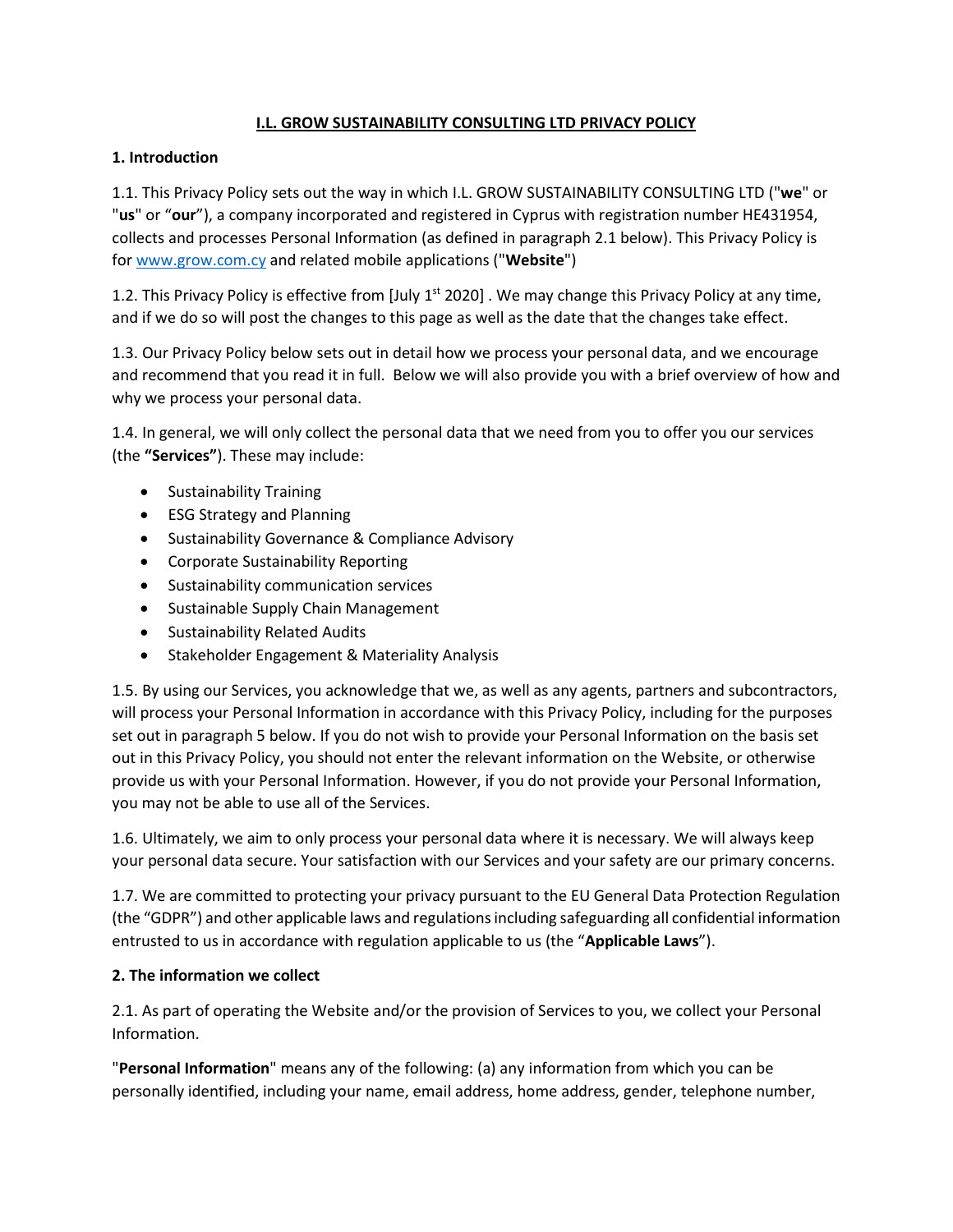# I.L. GROW SUSTAINABILITY CONSULTING LTD PRIVACY POLICY

## 1. Introduction

1.1. This Privacy Policy sets out the way in which I.L. GROW SUSTAINABILITY CONSULTING LTD ("**we**" or "**us**" or "**our**"), a company incorporated and registered in Cyprus with registration number HE431954, collects and processes Personal Information (as defined in paragraph 2.1 below). This Privacy Policy is for www.grow.com.cy and related mobile applications ("**Website**")

1.2. This Privacy Policy is effective from [July 1st 2020] . We may change this Privacy Policy at any time, and if we do so will post the changes to this page as well as the date that the changes take effect.

1.3. Our Privacy Policy below sets out in detail how we process your personal data, and we encourage and recommend that you read it in full. Below we will also provide you with a brief overview of how and why we process your personal data.

1.4. In general, we will only collect the personal data that we need from you to offer you our services (the **"Services"**). These may include:

- Sustainability Training
- ESG Strategy and Planning
- Sustainability Governance & Compliance Advisory
- Corporate Sustainability Reporting
- Sustainability communication services
- Sustainable Supply Chain Management
- Sustainability Related Audits
- Stakeholder Engagement & Materiality Analysis

1.5. By using our Services, you acknowledge that we, as well as any agents, partners and subcontractors, will process your Personal Information in accordance with this Privacy Policy, including for the purposes set out in paragraph 5 below. If you do not wish to provide your Personal Information on the basis set out in this Privacy Policy, you should not enter the relevant information on the Website, or otherwise provide us with your Personal Information. However, if you do not provide your Personal Information, you may not be able to use all of the Services.

1.6. Ultimately, we aim to only process your personal data where it is necessary. We will always keep your personal data secure. Your satisfaction with our Services and your safety are our primary concerns.

1.7. We are committed to protecting your privacy pursuant to the EU General Data Protection Regulation (the "GDPR") and other applicable laws and regulations including safeguarding all confidential information entrusted to us in accordance with regulation applicable to us (the "**Applicable Laws**").

## 2. The information we collect

2.1. As part of operating the Website and/or the provision of Services to you, we collect your Personal Information.

"**Personal Information**" means any of the following: (a) any information from which you can be personally identified, including your name, email address, home address, gender, telephone number,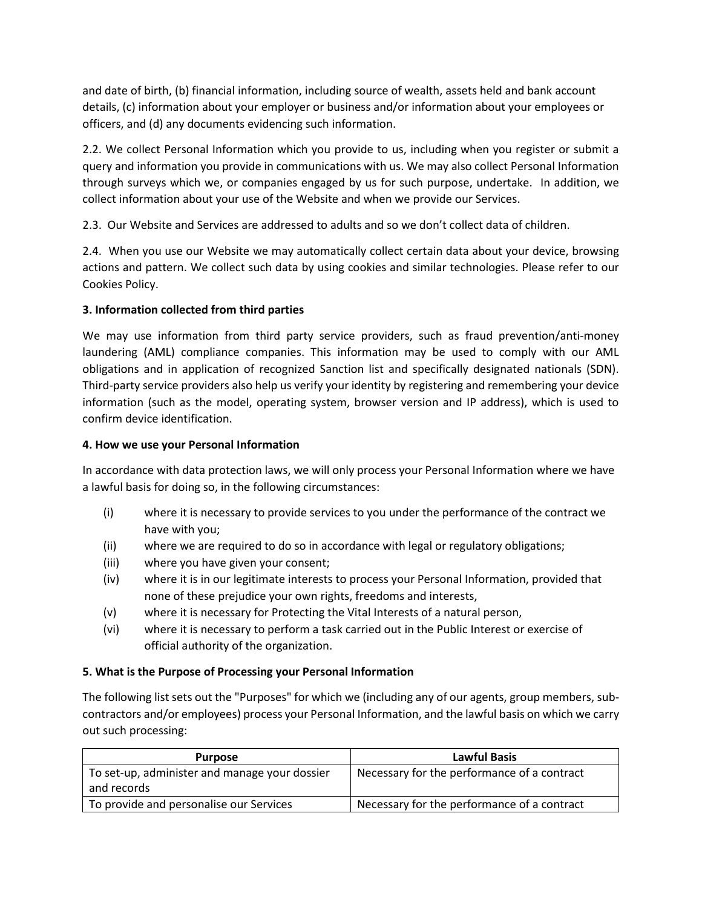and date of birth, (b) financial information, including source of wealth, assets held and bank account details, (c) information about your employer or business and/or information about your employees or officers, and (d) any documents evidencing such information.

2.2. We collect Personal Information which you provide to us, including when you register or submit a query and information you provide in communications with us. We may also collect Personal Information through surveys which we, or companies engaged by us for such purpose, undertake. In addition, we collect information about your use of the Website and when we provide our Services.

2.3. Our Website and Services are addressed to adults and so we don't collect data of children.

2.4. When you use our Website we may automatically collect certain data about your device, browsing actions and pattern. We collect such data by using cookies and similar technologies. Please refer to our Cookies Policy.

**3. Information collected from third parties**

We may use information from third party service providers, such as fraud prevention/anti-money laundering (AML) compliance companies. This information may be used to comply with our AML obligations and in application of recognized Sanction list and specifically designated nationals (SDN). Third-party service providers also help us verify your identity by registering and remembering your device information (such as the model, operating system, browser version and IP address), which is used to confirm device identification.

**4. How we use your Personal Information**

In accordance with data protection laws, we will only process your Personal Information where we have a lawful basis for doing so, in the following circumstances:

- (i) where it is necessary to provide services to you under the performance of the contract we have with you;
- (ii) where we are required to do so in accordance with legal or regulatory obligations;
- (iii) where you have given your consent;
- (iv) where it is in our legitimate interests to process your Personal Information, provided that none of these prejudice your own rights, freedoms and interests,
- (v) where it is necessary for Protecting the Vital Interests of a natural person,
- (vi) where it is necessary to perform a task carried out in the Public Interest or exercise of official authority of the organization.

**5. What is the Purpose of Processing your Personal Information**

The following list sets out the "Purposes" for which we (including any of our agents, group members, sub-contractors and/or employees) process your Personal Information, and the lawful basis on which we carry out such processing:

| Purpose | Lawful Basis |
| --- | --- |
| To set-up, administer and manage your dossier and records | Necessary for the performance of a contract |
| To provide and personalise our Services | Necessary for the performance of a contract |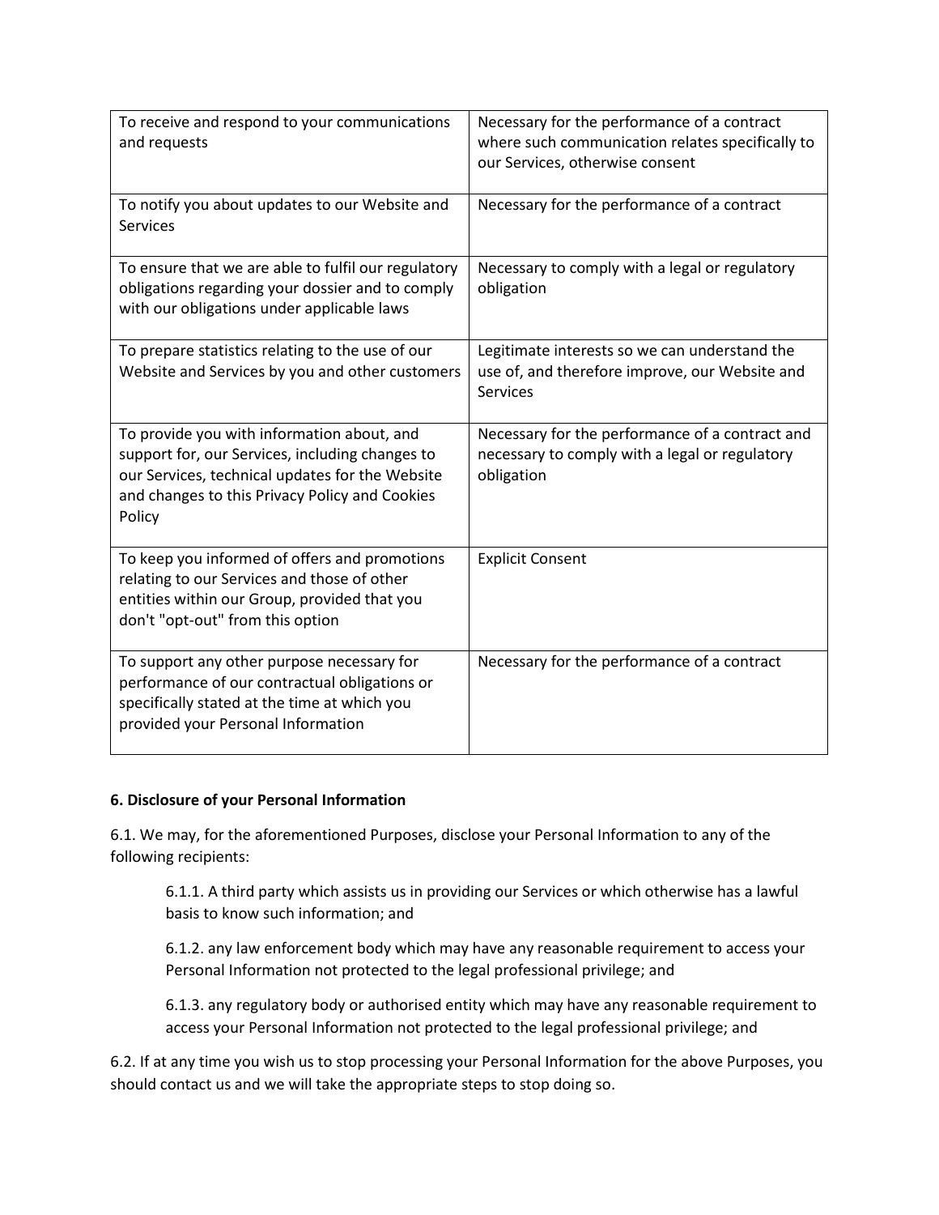| To receive and respond to your communications and requests | Necessary for the performance of a contract where such communication relates specifically to our Services, otherwise consent |
|---|---|
| To notify you about updates to our Website and Services | Necessary for the performance of a contract |
| To ensure that we are able to fulfil our regulatory obligations regarding your dossier and to comply with our obligations under applicable laws | Necessary to comply with a legal or regulatory obligation |
| To prepare statistics relating to the use of our Website and Services by you and other customers | Legitimate interests so we can understand the use of, and therefore improve, our Website and Services |
| To provide you with information about, and support for, our Services, including changes to our Services, technical updates for the Website and changes to this Privacy Policy and Cookies Policy | Necessary for the performance of a contract and necessary to comply with a legal or regulatory obligation |
| To keep you informed of offers and promotions relating to our Services and those of other entities within our Group, provided that you don't "opt-out" from this option | Explicit Consent |
| To support any other purpose necessary for performance of our contractual obligations or specifically stated at the time at which you provided your Personal Information | Necessary for the performance of a contract |

**6. Disclosure of your Personal Information**

6.1. We may, for the aforementioned Purposes, disclose your Personal Information to any of the following recipients:

> 6.1.1. A third party which assists us in providing our Services or which otherwise has a lawful basis to know such information; and
>
> 6.1.2. any law enforcement body which may have any reasonable requirement to access your Personal Information not protected to the legal professional privilege; and
>
> 6.1.3. any regulatory body or authorised entity which may have any reasonable requirement to access your Personal Information not protected to the legal professional privilege; and

6.2. If at any time you wish us to stop processing your Personal Information for the above Purposes, you should contact us and we will take the appropriate steps to stop doing so.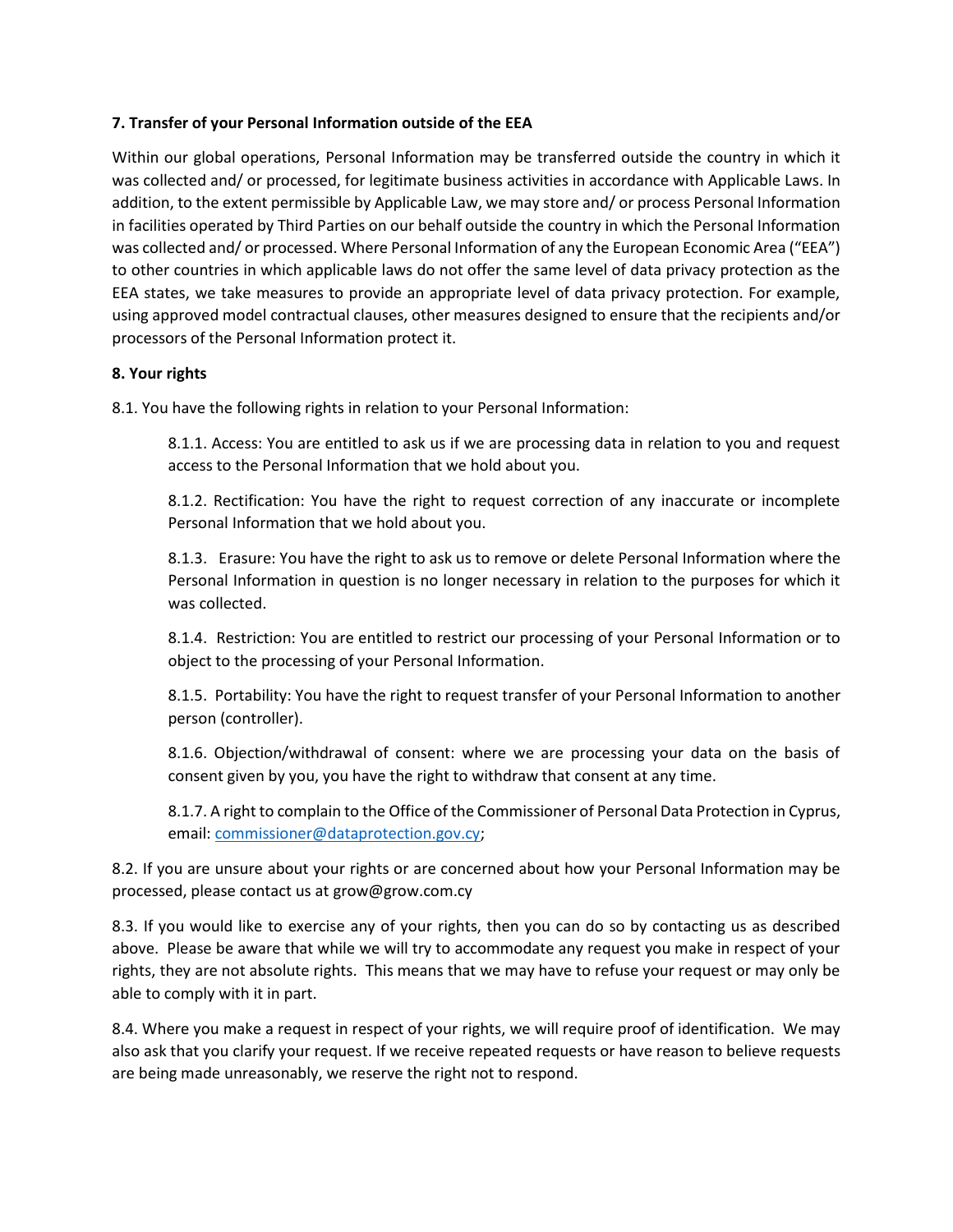**7. Transfer of your Personal Information outside of the EEA**

Within our global operations, Personal Information may be transferred outside the country in which it was collected and/ or processed, for legitimate business activities in accordance with Applicable Laws. In addition, to the extent permissible by Applicable Law, we may store and/ or process Personal Information in facilities operated by Third Parties on our behalf outside the country in which the Personal Information was collected and/ or processed. Where Personal Information of any the European Economic Area ("EEA") to other countries in which applicable laws do not offer the same level of data privacy protection as the EEA states, we take measures to provide an appropriate level of data privacy protection. For example, using approved model contractual clauses, other measures designed to ensure that the recipients and/or processors of the Personal Information protect it.

**8. Your rights**

8.1. You have the following rights in relation to your Personal Information:

> 8.1.1. Access: You are entitled to ask us if we are processing data in relation to you and request access to the Personal Information that we hold about you.
>
> 8.1.2. Rectification: You have the right to request correction of any inaccurate or incomplete Personal Information that we hold about you.
>
> 8.1.3. Erasure: You have the right to ask us to remove or delete Personal Information where the Personal Information in question is no longer necessary in relation to the purposes for which it was collected.
>
> 8.1.4. Restriction: You are entitled to restrict our processing of your Personal Information or to object to the processing of your Personal Information.
>
> 8.1.5. Portability: You have the right to request transfer of your Personal Information to another person (controller).
>
> 8.1.6. Objection/withdrawal of consent: where we are processing your data on the basis of consent given by you, you have the right to withdraw that consent at any time.
>
> 8.1.7. A right to complain to the Office of the Commissioner of Personal Data Protection in Cyprus, email: commissioner@dataprotection.gov.cy;

8.2. If you are unsure about your rights or are concerned about how your Personal Information may be processed, please contact us at grow@grow.com.cy

8.3. If you would like to exercise any of your rights, then you can do so by contacting us as described above. Please be aware that while we will try to accommodate any request you make in respect of your rights, they are not absolute rights. This means that we may have to refuse your request or may only be able to comply with it in part.

8.4. Where you make a request in respect of your rights, we will require proof of identification. We may also ask that you clarify your request. If we receive repeated requests or have reason to believe requests are being made unreasonably, we reserve the right not to respond.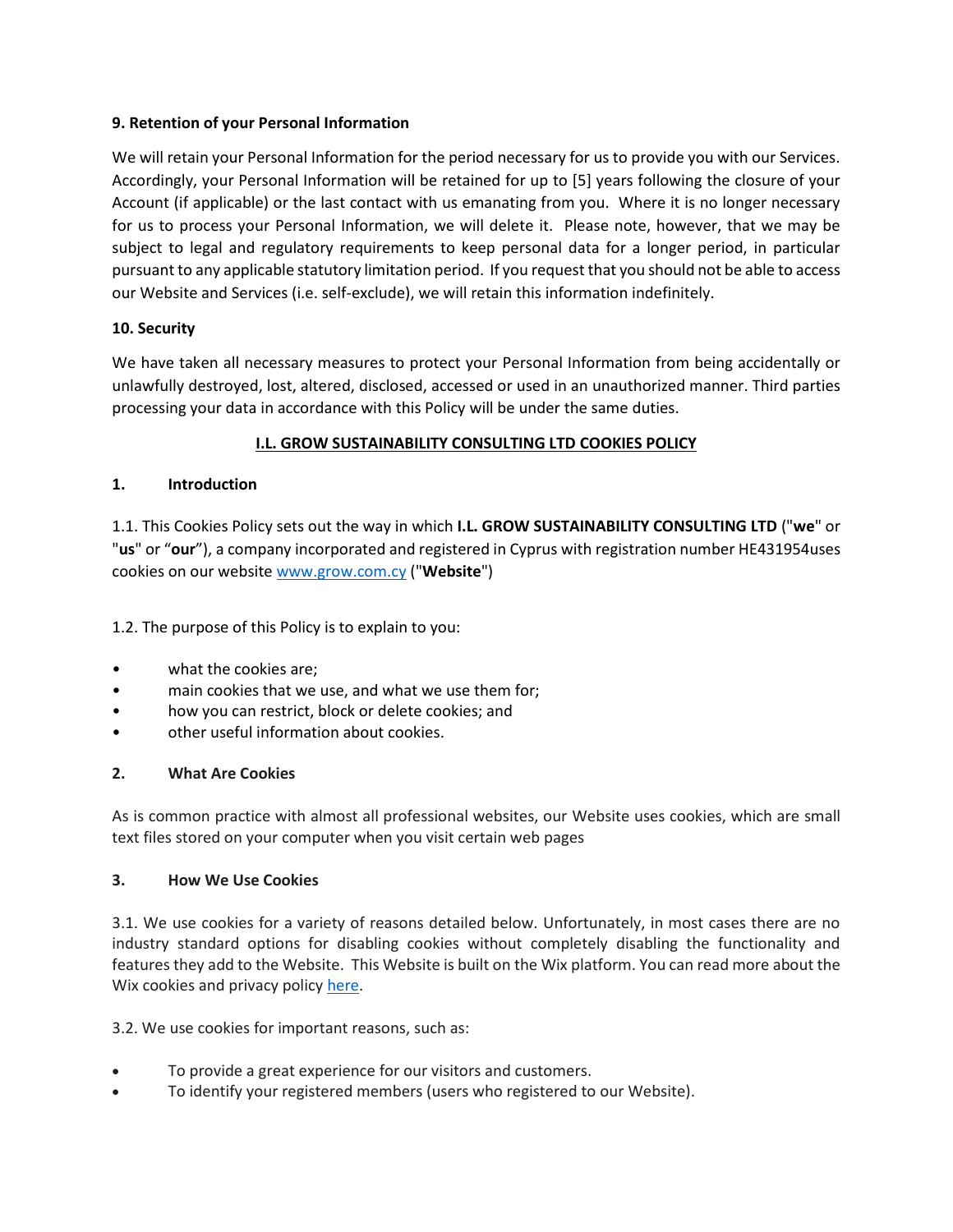**9. Retention of your Personal Information**

We will retain your Personal Information for the period necessary for us to provide you with our Services. Accordingly, your Personal Information will be retained for up to [5] years following the closure of your Account (if applicable) or the last contact with us emanating from you. Where it is no longer necessary for us to process your Personal Information, we will delete it. Please note, however, that we may be subject to legal and regulatory requirements to keep personal data for a longer period, in particular pursuant to any applicable statutory limitation period. If you request that you should not be able to access our Website and Services (i.e. self-exclude), we will retain this information indefinitely.

**10. Security**

We have taken all necessary measures to protect your Personal Information from being accidentally or unlawfully destroyed, lost, altered, disclosed, accessed or used in an unauthorized manner. Third parties processing your data in accordance with this Policy will be under the same duties.

## I.L. GROW SUSTAINABILITY CONSULTING LTD COOKIES POLICY

**1. Introduction**

1.1. This Cookies Policy sets out the way in which **I.L. GROW SUSTAINABILITY CONSULTING LTD** ("**we**" or "**us**" or "**our**"), a company incorporated and registered in Cyprus with registration number HE431954uses cookies on our website www.grow.com.cy ("**Website**")

1.2. The purpose of this Policy is to explain to you:

- what the cookies are;
- main cookies that we use, and what we use them for;
- how you can restrict, block or delete cookies; and
- other useful information about cookies.

**2. What Are Cookies**

As is common practice with almost all professional websites, our Website uses cookies, which are small text files stored on your computer when you visit certain web pages

**3. How We Use Cookies**

3.1. We use cookies for a variety of reasons detailed below. Unfortunately, in most cases there are no industry standard options for disabling cookies without completely disabling the functionality and features they add to the Website. This Website is built on the Wix platform. You can read more about the Wix cookies and privacy policy here.

3.2. We use cookies for important reasons, such as:

- To provide a great experience for our visitors and customers.
- To identify your registered members (users who registered to our Website).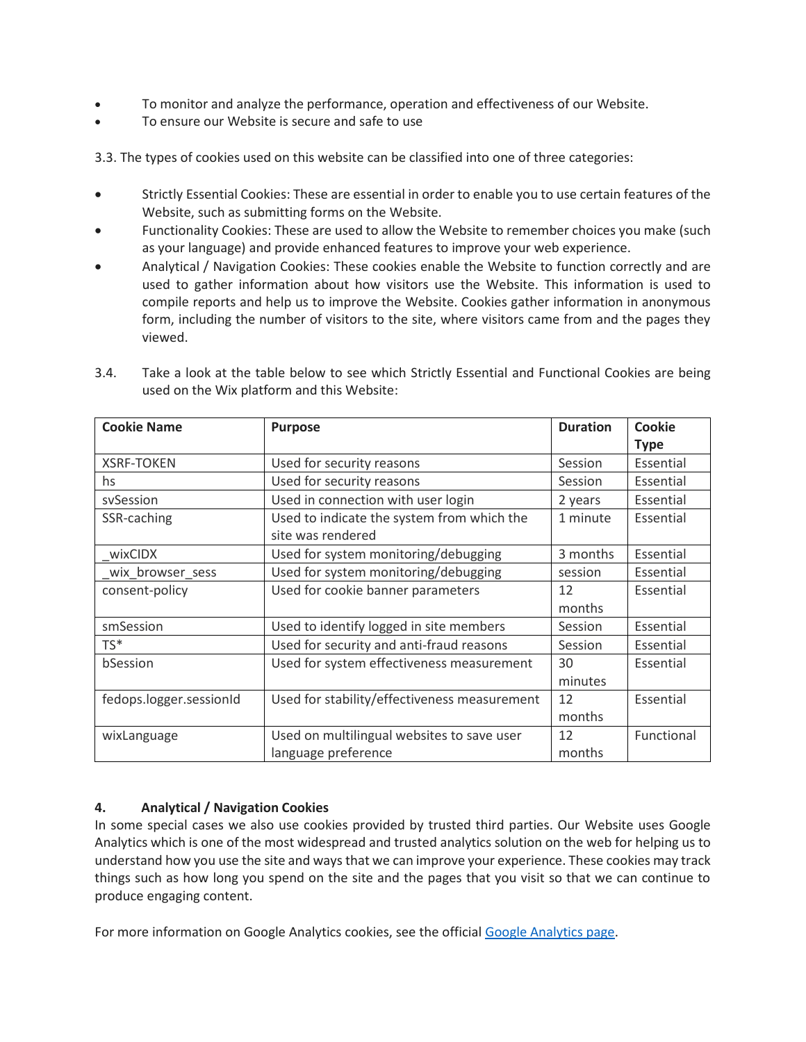- To monitor and analyze the performance, operation and effectiveness of our Website.
- To ensure our Website is secure and safe to use

3.3. The types of cookies used on this website can be classified into one of three categories:

- Strictly Essential Cookies: These are essential in order to enable you to use certain features of the Website, such as submitting forms on the Website.
- Functionality Cookies: These are used to allow the Website to remember choices you make (such as your language) and provide enhanced features to improve your web experience.
- Analytical / Navigation Cookies: These cookies enable the Website to function correctly and are used to gather information about how visitors use the Website. This information is used to compile reports and help us to improve the Website. Cookies gather information in anonymous form, including the number of visitors to the site, where visitors came from and the pages they viewed.

3.4. Take a look at the table below to see which Strictly Essential and Functional Cookies are being used on the Wix platform and this Website:

| Cookie Name | Purpose | Duration | Cookie Type |
|---|---|---|---|
| XSRF-TOKEN | Used for security reasons | Session | Essential |
| hs | Used for security reasons | Session | Essential |
| svSession | Used in connection with user login | 2 years | Essential |
| SSR-caching | Used to indicate the system from which the site was rendered | 1 minute | Essential |
| _wixCIDX | Used for system monitoring/debugging | 3 months | Essential |
| _wix_browser_sess | Used for system monitoring/debugging | session | Essential |
| consent-policy | Used for cookie banner parameters | 12 months | Essential |
| smSession | Used to identify logged in site members | Session | Essential |
| TS* | Used for security and anti-fraud reasons | Session | Essential |
| bSession | Used for system effectiveness measurement | 30 minutes | Essential |
| fedops.logger.sessionId | Used for stability/effectiveness measurement | 12 months | Essential |
| wixLanguage | Used on multilingual websites to save user language preference | 12 months | Functional |

**4. Analytical / Navigation Cookies**

In some special cases we also use cookies provided by trusted third parties. Our Website uses Google Analytics which is one of the most widespread and trusted analytics solution on the web for helping us to understand how you use the site and ways that we can improve your experience. These cookies may track things such as how long you spend on the site and the pages that you visit so that we can continue to produce engaging content.

For more information on Google Analytics cookies, see the official Google Analytics page.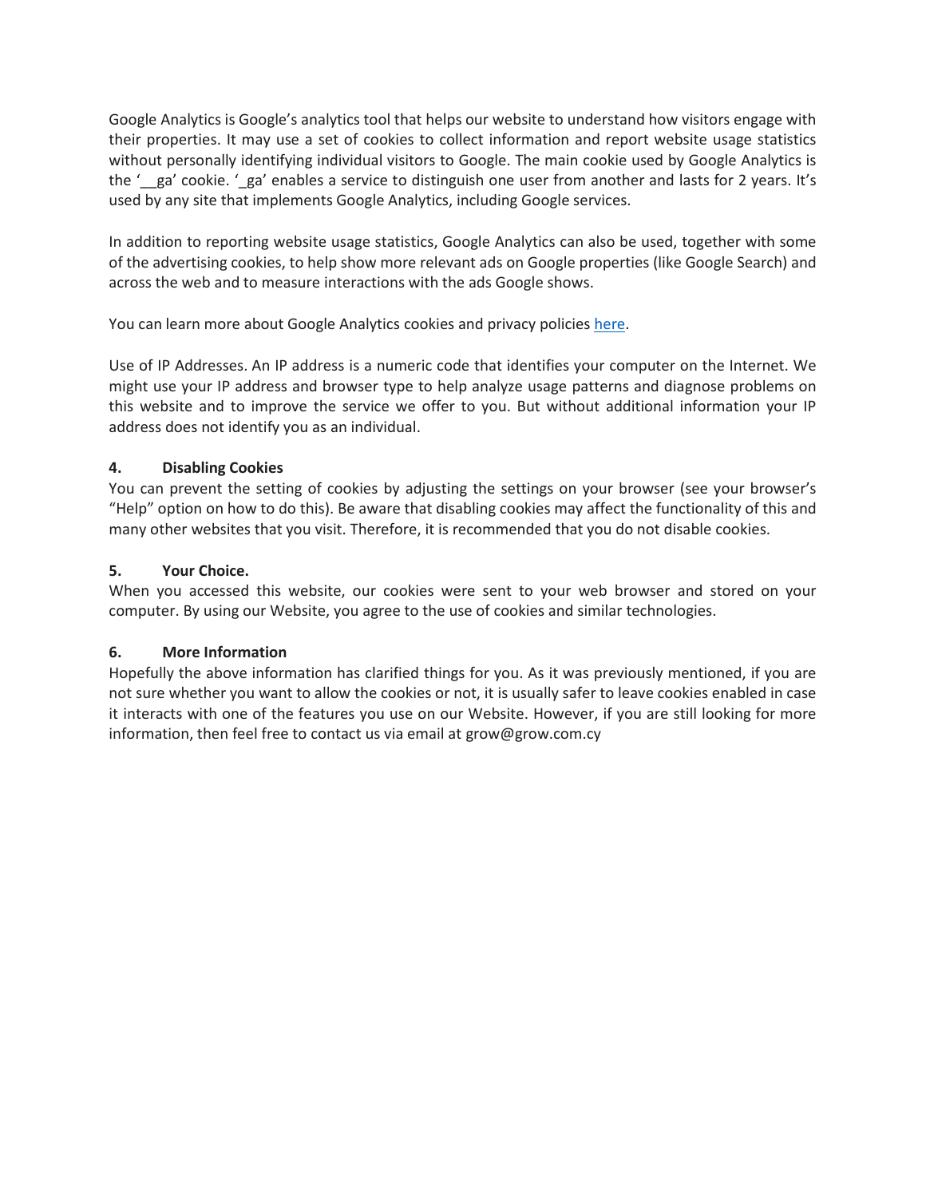Google Analytics is Google's analytics tool that helps our website to understand how visitors engage with their properties. It may use a set of cookies to collect information and report website usage statistics without personally identifying individual visitors to Google. The main cookie used by Google Analytics is the '__ga' cookie. '_ga' enables a service to distinguish one user from another and lasts for 2 years. It's used by any site that implements Google Analytics, including Google services.

In addition to reporting website usage statistics, Google Analytics can also be used, together with some of the advertising cookies, to help show more relevant ads on Google properties (like Google Search) and across the web and to measure interactions with the ads Google shows.

You can learn more about Google Analytics cookies and privacy policies here.

Use of IP Addresses. An IP address is a numeric code that identifies your computer on the Internet. We might use your IP address and browser type to help analyze usage patterns and diagnose problems on this website and to improve the service we offer to you. But without additional information your IP address does not identify you as an individual.

**4. Disabling Cookies**

You can prevent the setting of cookies by adjusting the settings on your browser (see your browser's "Help" option on how to do this). Be aware that disabling cookies may affect the functionality of this and many other websites that you visit. Therefore, it is recommended that you do not disable cookies.

**5. Your Choice.**

When you accessed this website, our cookies were sent to your web browser and stored on your computer. By using our Website, you agree to the use of cookies and similar technologies.

**6. More Information**

Hopefully the above information has clarified things for you. As it was previously mentioned, if you are not sure whether you want to allow the cookies or not, it is usually safer to leave cookies enabled in case it interacts with one of the features you use on our Website. However, if you are still looking for more information, then feel free to contact us via email at grow@grow.com.cy